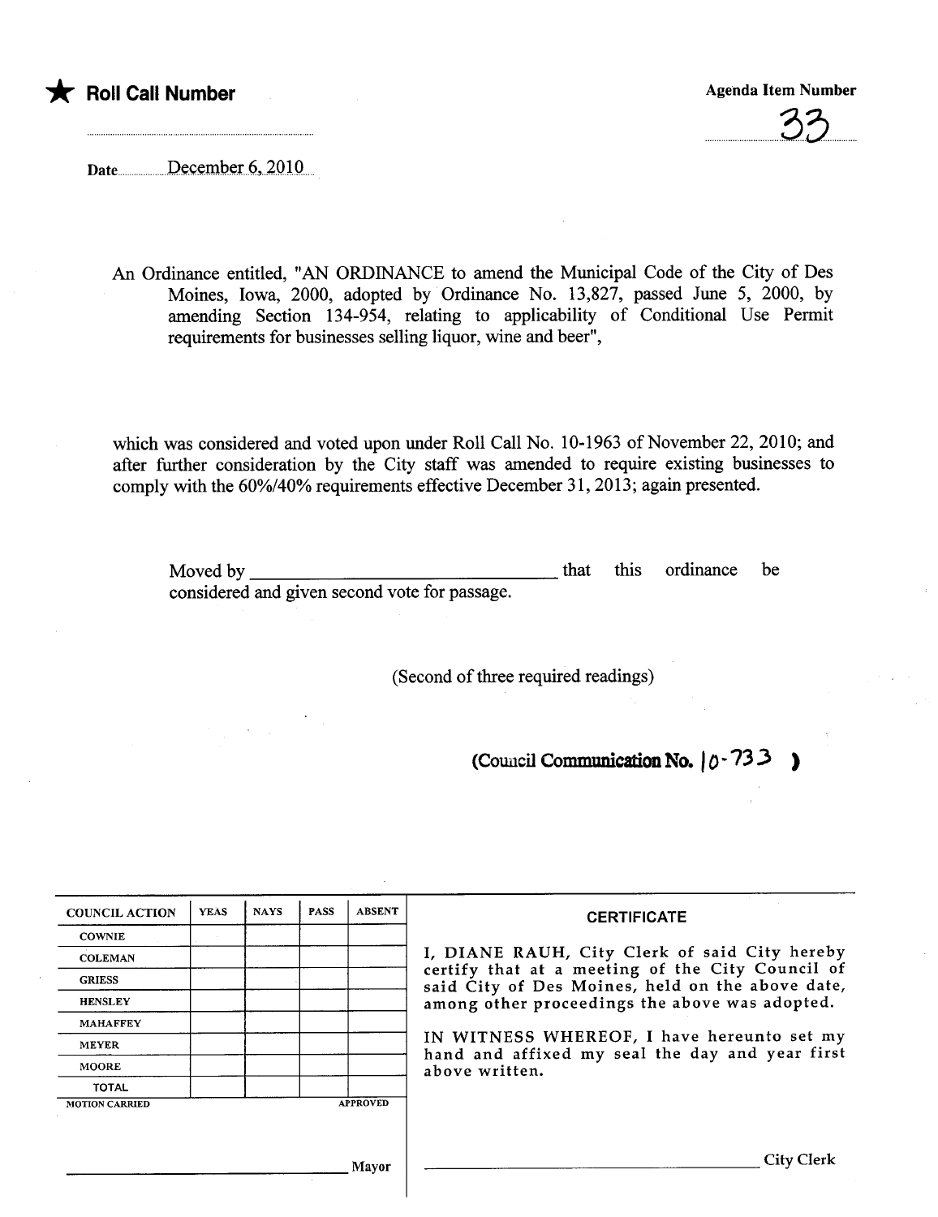★ **Roll Call Number**

**Agenda Item Number**

33

Date December 6, 2010

An Ordinance entitled, "AN ORDINANCE to amend the Municipal Code of the City of Des Moines, Iowa, 2000, adopted by Ordinance No. 13,827, passed June 5, 2000, by amending Section 134-954, relating to applicability of Conditional Use Permit requirements for businesses selling liquor, wine and beer",

which was considered and voted upon under Roll Call No. 10-1963 of November 22, 2010; and after further consideration by the City staff was amended to require existing businesses to comply with the 60%/40% requirements effective December 31, 2013; again presented.

Moved by ________________________________ that this ordinance be considered and given second vote for passage.

(Second of three required readings)

**(Council Communication No. 10-733 )**

| COUNCIL ACTION | YEAS | NAYS | PASS | ABSENT |
|---|---|---|---|---|
| COWNIE | | | | |
| COLEMAN | | | | |
| GRIESS | | | | |
| HENSLEY | | | | |
| MAHAFFEY | | | | |
| MEYER | | | | |
| MOORE | | | | |
| TOTAL | | | | |

MOTION CARRIED APPROVED

________________________________ Mayor

**CERTIFICATE**

I, DIANE RAUH, City Clerk of said City hereby certify that at a meeting of the City Council of said City of Des Moines, held on the above date, among other proceedings the above was adopted.

IN WITNESS WHEREOF, I have hereunto set my hand and affixed my seal the day and year first above written.

________________________________ City Clerk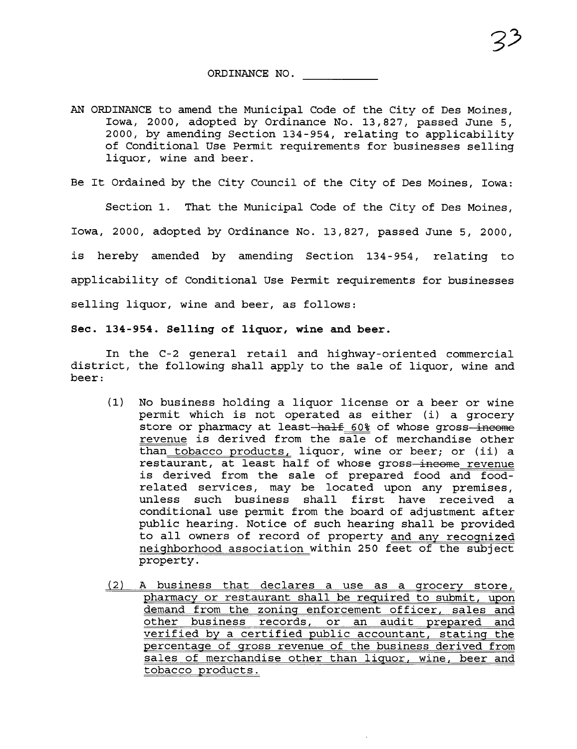# ORDINANCE NO. ___________

AN ORDINANCE to amend the Municipal Code of the City of Des Moines, Iowa, 2000, adopted by Ordinance No. 13,827, passed June 5, 2000, by amending Section 134-954, relating to applicability of Conditional Use Permit requirements for businesses selling liquor, wine and beer.

Be It Ordained by the City Council of the City of Des Moines, Iowa:

Section 1. That the Municipal Code of the City of Des Moines, Iowa, 2000, adopted by Ordinance No. 13,827, passed June 5, 2000, is hereby amended by amending Section 134-954, relating to applicability of Conditional Use Permit requirements for businesses selling liquor, wine and beer, as follows:

**Sec. 134-954. Selling of liquor, wine and beer.**

In the C-2 general retail and highway-oriented commercial district, the following shall apply to the sale of liquor, wine and beer:

(1) No business holding a liquor license or a beer or wine permit which is not operated as either (i) a grocery store or pharmacy at least ~~half~~ 60% of whose gross ~~income~~ revenue is derived from the sale of merchandise other than tobacco products, liquor, wine or beer; or (ii) a restaurant, at least half of whose gross ~~income~~ revenue is derived from the sale of prepared food and food-related services, may be located upon any premises, unless such business shall first have received a conditional use permit from the board of adjustment after public hearing. Notice of such hearing shall be provided to all owners of record of property and any recognized neighborhood association within 250 feet of the subject property.

(2) A business that declares a use as a grocery store, pharmacy or restaurant shall be required to submit, upon demand from the zoning enforcement officer, sales and other business records, or an audit prepared and verified by a certified public accountant, stating the percentage of gross revenue of the business derived from sales of merchandise other than liquor, wine, beer and tobacco products.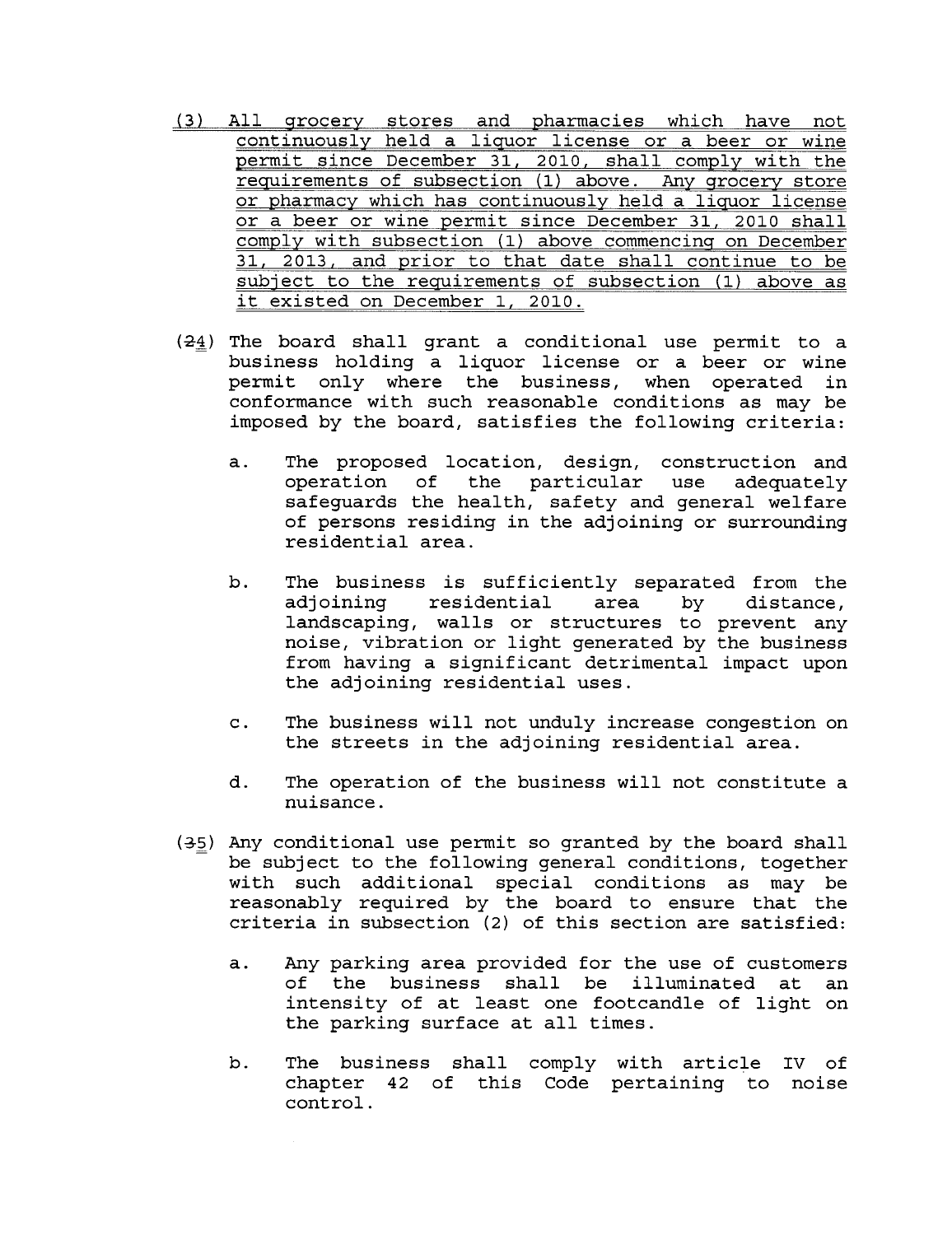(3) All grocery stores and pharmacies which have not continuously held a liquor license or a beer or wine permit since December 31, 2010, shall comply with the requirements of subsection (1) above. Any grocery store or pharmacy which has continuously held a liquor license or a beer or wine permit since December 31, 2010 shall comply with subsection (1) above commencing on December 31, 2013, and prior to that date shall continue to be subject to the requirements of subsection (1) above as it existed on December 1, 2010.

(~~2~~4) The board shall grant a conditional use permit to a business holding a liquor license or a beer or wine permit only where the business, when operated in conformance with such reasonable conditions as may be imposed by the board, satisfies the following criteria:

a. The proposed location, design, construction and operation of the particular use adequately safeguards the health, safety and general welfare of persons residing in the adjoining or surrounding residential area.

b. The business is sufficiently separated from the adjoining residential area by distance, landscaping, walls or structures to prevent any noise, vibration or light generated by the business from having a significant detrimental impact upon the adjoining residential uses.

c. The business will not unduly increase congestion on the streets in the adjoining residential area.

d. The operation of the business will not constitute a nuisance.

(~~3~~5) Any conditional use permit so granted by the board shall be subject to the following general conditions, together with such additional special conditions as may be reasonably required by the board to ensure that the criteria in subsection (2) of this section are satisfied:

a. Any parking area provided for the use of customers of the business shall be illuminated at an intensity of at least one footcandle of light on the parking surface at all times.

b. The business shall comply with article IV of chapter 42 of this Code pertaining to noise control.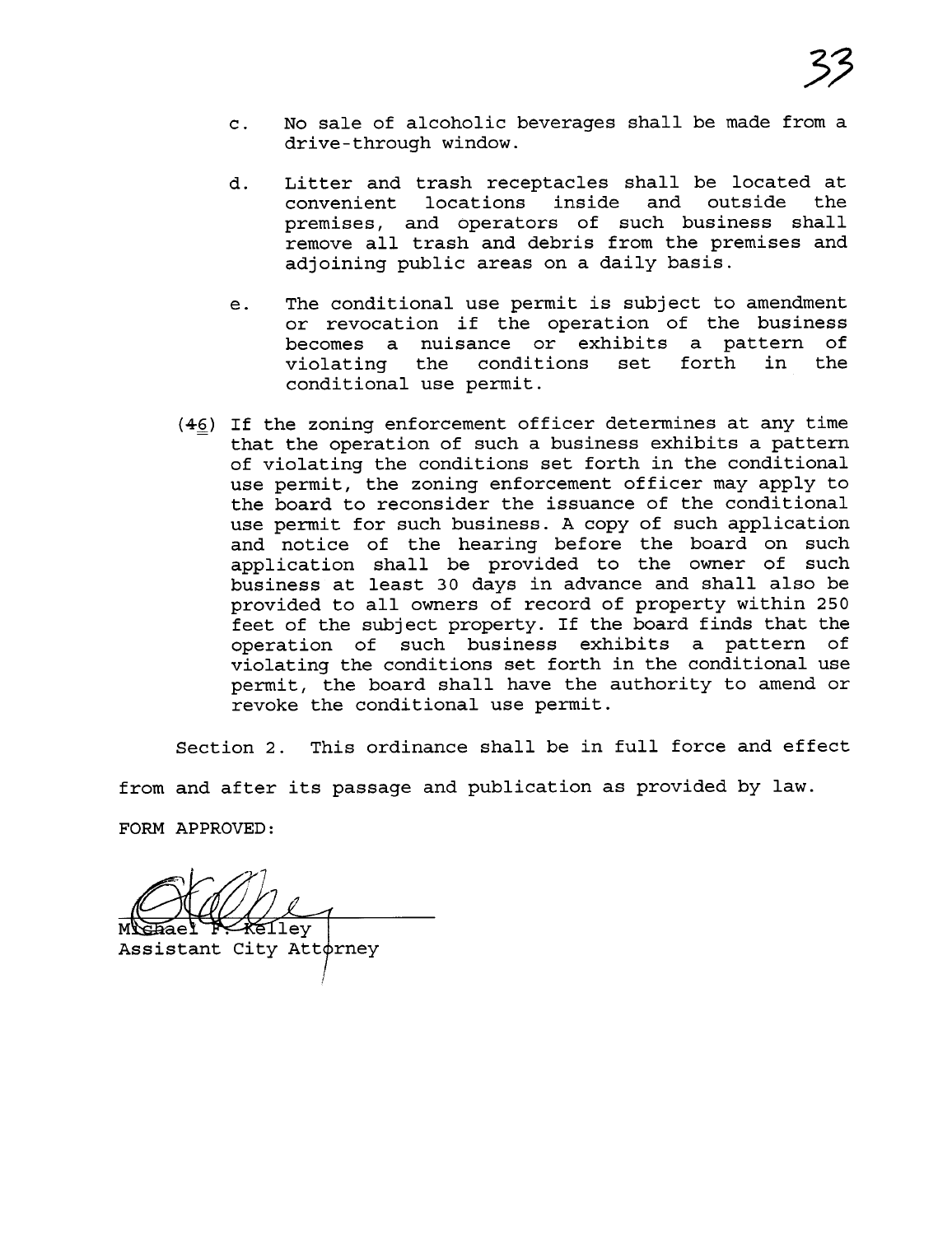c. No sale of alcoholic beverages shall be made from a drive-through window.

d. Litter and trash receptacles shall be located at convenient locations inside and outside the premises, and operators of such business shall remove all trash and debris from the premises and adjoining public areas on a daily basis.

e. The conditional use permit is subject to amendment or revocation if the operation of the business becomes a nuisance or exhibits a pattern of violating the conditions set forth in the conditional use permit.

(~~4~~6) If the zoning enforcement officer determines at any time that the operation of such a business exhibits a pattern of violating the conditions set forth in the conditional use permit, the zoning enforcement officer may apply to the board to reconsider the issuance of the conditional use permit for such business. A copy of such application and notice of the hearing before the board on such application shall be provided to the owner of such business at least 30 days in advance and shall also be provided to all owners of record of property within 250 feet of the subject property. If the board finds that the operation of such business exhibits a pattern of violating the conditions set forth in the conditional use permit, the board shall have the authority to amend or revoke the conditional use permit.

Section 2. This ordinance shall be in full force and effect from and after its passage and publication as provided by law.

FORM APPROVED:

Michael F. Kelley
Assistant City Attorney